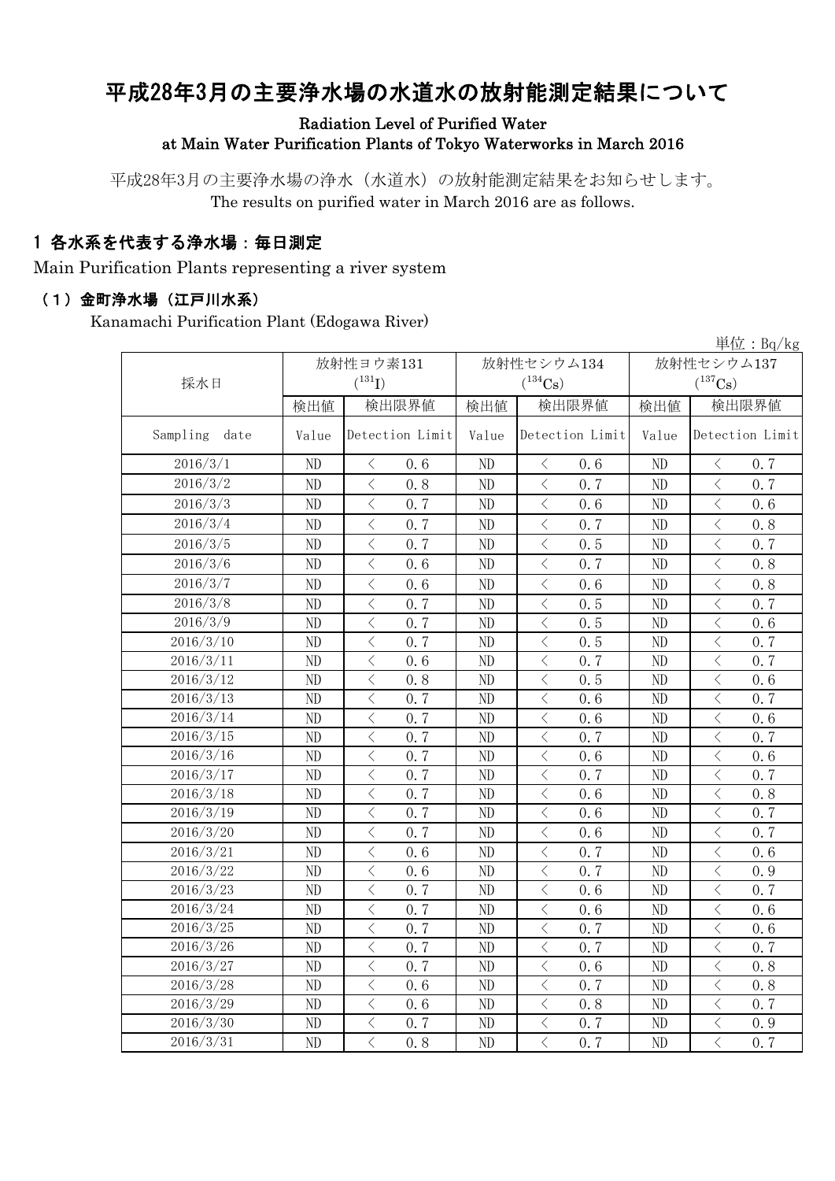# 平成28年3月の主要浄水場の水道水の放射能測定結果について

**Radiation Level of Purified Water at Main Water Purification Plants of Tokyo Waterworks in March 2016**

平成28年3月の主要浄水場の浄水（水道水）の放射能測定結果をお知らせします。
The results on purified water in March 2016 are as follows.

## 1 各水系を代表する浄水場：毎日測定

Main Purification Plants representing a river system

### （1）金町浄水場（江戸川水系）

Kanamachi Purification Plant (Edogawa River)

単位：Bq/kg

| 採水日 | 放射性ヨウ素131 ($^{131}I$) | | 放射性セシウム134 ($^{134}Cs$) | | 放射性セシウム137 ($^{137}Cs$) | |
|---|---|---|---|---|---|---|
| | 検出値 | 検出限界値 | 検出値 | 検出限界値 | 検出値 | 検出限界値 |
| Sampling date | Value | Detection Limit | Value | Detection Limit | Value | Detection Limit |
| 2016/3/1 | ND | ＜ 0.6 | ND | ＜ 0.6 | ND | ＜ 0.7 |
| 2016/3/2 | ND | ＜ 0.8 | ND | ＜ 0.7 | ND | ＜ 0.7 |
| 2016/3/3 | ND | ＜ 0.7 | ND | ＜ 0.6 | ND | ＜ 0.6 |
| 2016/3/4 | ND | ＜ 0.7 | ND | ＜ 0.7 | ND | ＜ 0.8 |
| 2016/3/5 | ND | ＜ 0.7 | ND | ＜ 0.5 | ND | ＜ 0.7 |
| 2016/3/6 | ND | ＜ 0.6 | ND | ＜ 0.7 | ND | ＜ 0.8 |
| 2016/3/7 | ND | ＜ 0.6 | ND | ＜ 0.6 | ND | ＜ 0.8 |
| 2016/3/8 | ND | ＜ 0.7 | ND | ＜ 0.5 | ND | ＜ 0.7 |
| 2016/3/9 | ND | ＜ 0.7 | ND | ＜ 0.5 | ND | ＜ 0.6 |
| 2016/3/10 | ND | ＜ 0.7 | ND | ＜ 0.5 | ND | ＜ 0.7 |
| 2016/3/11 | ND | ＜ 0.6 | ND | ＜ 0.7 | ND | ＜ 0.7 |
| 2016/3/12 | ND | ＜ 0.8 | ND | ＜ 0.5 | ND | ＜ 0.6 |
| 2016/3/13 | ND | ＜ 0.7 | ND | ＜ 0.6 | ND | ＜ 0.7 |
| 2016/3/14 | ND | ＜ 0.7 | ND | ＜ 0.6 | ND | ＜ 0.6 |
| 2016/3/15 | ND | ＜ 0.7 | ND | ＜ 0.7 | ND | ＜ 0.7 |
| 2016/3/16 | ND | ＜ 0.7 | ND | ＜ 0.6 | ND | ＜ 0.6 |
| 2016/3/17 | ND | ＜ 0.7 | ND | ＜ 0.7 | ND | ＜ 0.7 |
| 2016/3/18 | ND | ＜ 0.7 | ND | ＜ 0.6 | ND | ＜ 0.8 |
| 2016/3/19 | ND | ＜ 0.7 | ND | ＜ 0.6 | ND | ＜ 0.7 |
| 2016/3/20 | ND | ＜ 0.7 | ND | ＜ 0.6 | ND | ＜ 0.7 |
| 2016/3/21 | ND | ＜ 0.6 | ND | ＜ 0.7 | ND | ＜ 0.6 |
| 2016/3/22 | ND | ＜ 0.6 | ND | ＜ 0.7 | ND | ＜ 0.9 |
| 2016/3/23 | ND | ＜ 0.7 | ND | ＜ 0.6 | ND | ＜ 0.7 |
| 2016/3/24 | ND | ＜ 0.7 | ND | ＜ 0.6 | ND | ＜ 0.6 |
| 2016/3/25 | ND | ＜ 0.7 | ND | ＜ 0.7 | ND | ＜ 0.6 |
| 2016/3/26 | ND | ＜ 0.7 | ND | ＜ 0.7 | ND | ＜ 0.7 |
| 2016/3/27 | ND | ＜ 0.7 | ND | ＜ 0.6 | ND | ＜ 0.8 |
| 2016/3/28 | ND | ＜ 0.6 | ND | ＜ 0.7 | ND | ＜ 0.8 |
| 2016/3/29 | ND | ＜ 0.6 | ND | ＜ 0.8 | ND | ＜ 0.7 |
| 2016/3/30 | ND | ＜ 0.7 | ND | ＜ 0.7 | ND | ＜ 0.9 |
| 2016/3/31 | ND | ＜ 0.8 | ND | ＜ 0.7 | ND | ＜ 0.7 |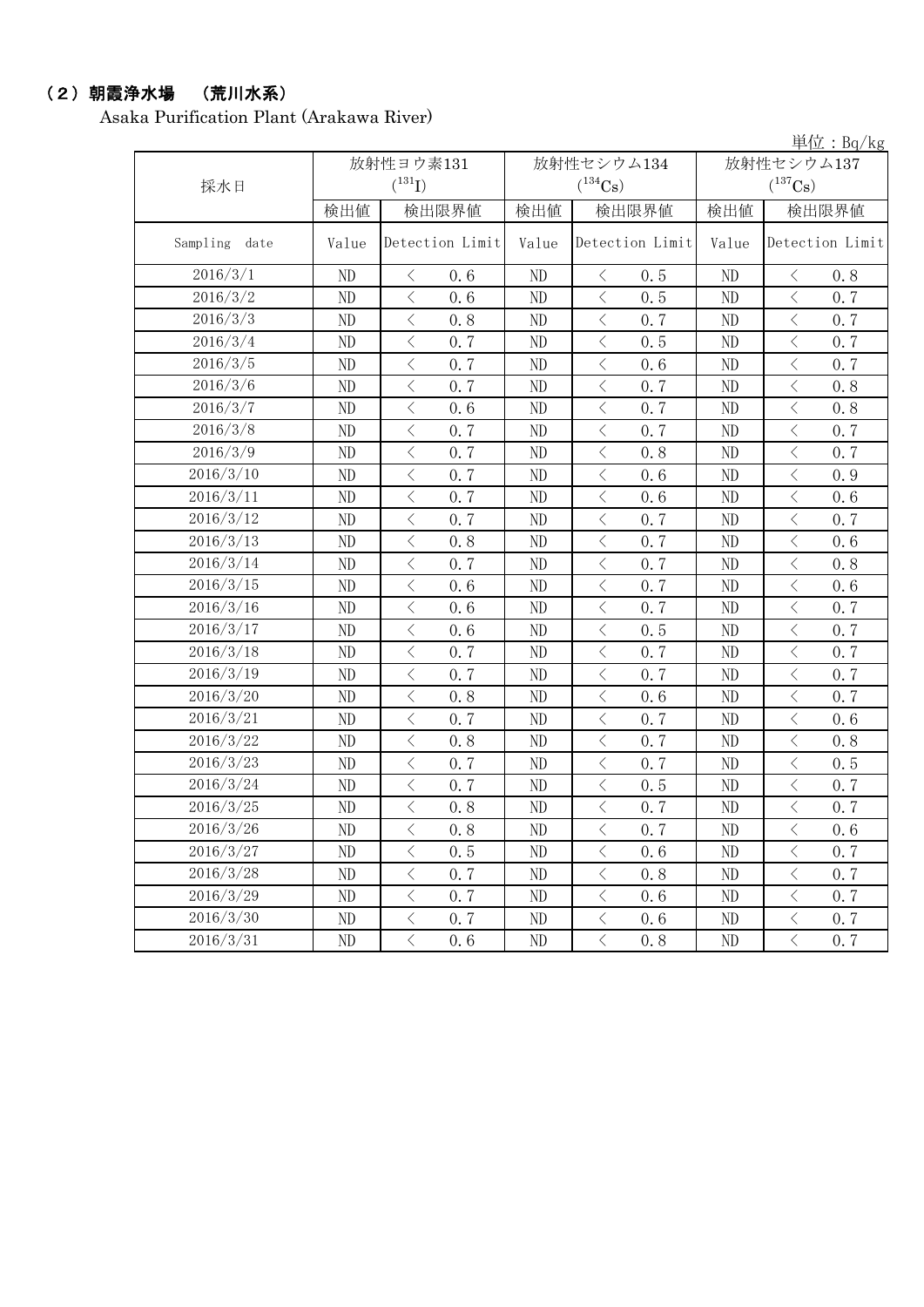## （2）朝霞浄水場　（荒川水系）

Asaka Purification Plant (Arakawa River)

単位：Bq/kg

| 採水日 | 放射性ヨウ素131 ($^{131}I$) | | 放射性セシウム134 ($^{134}Cs$) | | 放射性セシウム137 ($^{137}Cs$) | |
|---|---|---|---|---|---|---|
| | 検出値 | 検出限界値 | 検出値 | 検出限界値 | 検出値 | 検出限界値 |
| Sampling date | Value | Detection Limit | Value | Detection Limit | Value | Detection Limit |
| 2016/3/1 | ND | ＜ 0.6 | ND | ＜ 0.5 | ND | ＜ 0.8 |
| 2016/3/2 | ND | ＜ 0.6 | ND | ＜ 0.5 | ND | ＜ 0.7 |
| 2016/3/3 | ND | ＜ 0.8 | ND | ＜ 0.7 | ND | ＜ 0.7 |
| 2016/3/4 | ND | ＜ 0.7 | ND | ＜ 0.5 | ND | ＜ 0.7 |
| 2016/3/5 | ND | ＜ 0.7 | ND | ＜ 0.6 | ND | ＜ 0.7 |
| 2016/3/6 | ND | ＜ 0.7 | ND | ＜ 0.7 | ND | ＜ 0.8 |
| 2016/3/7 | ND | ＜ 0.6 | ND | ＜ 0.7 | ND | ＜ 0.8 |
| 2016/3/8 | ND | ＜ 0.7 | ND | ＜ 0.7 | ND | ＜ 0.7 |
| 2016/3/9 | ND | ＜ 0.7 | ND | ＜ 0.8 | ND | ＜ 0.7 |
| 2016/3/10 | ND | ＜ 0.7 | ND | ＜ 0.6 | ND | ＜ 0.9 |
| 2016/3/11 | ND | ＜ 0.7 | ND | ＜ 0.6 | ND | ＜ 0.6 |
| 2016/3/12 | ND | ＜ 0.7 | ND | ＜ 0.7 | ND | ＜ 0.7 |
| 2016/3/13 | ND | ＜ 0.8 | ND | ＜ 0.7 | ND | ＜ 0.6 |
| 2016/3/14 | ND | ＜ 0.7 | ND | ＜ 0.7 | ND | ＜ 0.8 |
| 2016/3/15 | ND | ＜ 0.6 | ND | ＜ 0.7 | ND | ＜ 0.6 |
| 2016/3/16 | ND | ＜ 0.6 | ND | ＜ 0.7 | ND | ＜ 0.7 |
| 2016/3/17 | ND | ＜ 0.6 | ND | ＜ 0.5 | ND | ＜ 0.7 |
| 2016/3/18 | ND | ＜ 0.7 | ND | ＜ 0.7 | ND | ＜ 0.7 |
| 2016/3/19 | ND | ＜ 0.7 | ND | ＜ 0.7 | ND | ＜ 0.7 |
| 2016/3/20 | ND | ＜ 0.8 | ND | ＜ 0.6 | ND | ＜ 0.7 |
| 2016/3/21 | ND | ＜ 0.7 | ND | ＜ 0.7 | ND | ＜ 0.6 |
| 2016/3/22 | ND | ＜ 0.8 | ND | ＜ 0.7 | ND | ＜ 0.8 |
| 2016/3/23 | ND | ＜ 0.7 | ND | ＜ 0.7 | ND | ＜ 0.5 |
| 2016/3/24 | ND | ＜ 0.7 | ND | ＜ 0.5 | ND | ＜ 0.7 |
| 2016/3/25 | ND | ＜ 0.8 | ND | ＜ 0.7 | ND | ＜ 0.7 |
| 2016/3/26 | ND | ＜ 0.8 | ND | ＜ 0.7 | ND | ＜ 0.6 |
| 2016/3/27 | ND | ＜ 0.5 | ND | ＜ 0.6 | ND | ＜ 0.7 |
| 2016/3/28 | ND | ＜ 0.7 | ND | ＜ 0.8 | ND | ＜ 0.7 |
| 2016/3/29 | ND | ＜ 0.7 | ND | ＜ 0.6 | ND | ＜ 0.7 |
| 2016/3/30 | ND | ＜ 0.7 | ND | ＜ 0.6 | ND | ＜ 0.7 |
| 2016/3/31 | ND | ＜ 0.6 | ND | ＜ 0.8 | ND | ＜ 0.7 |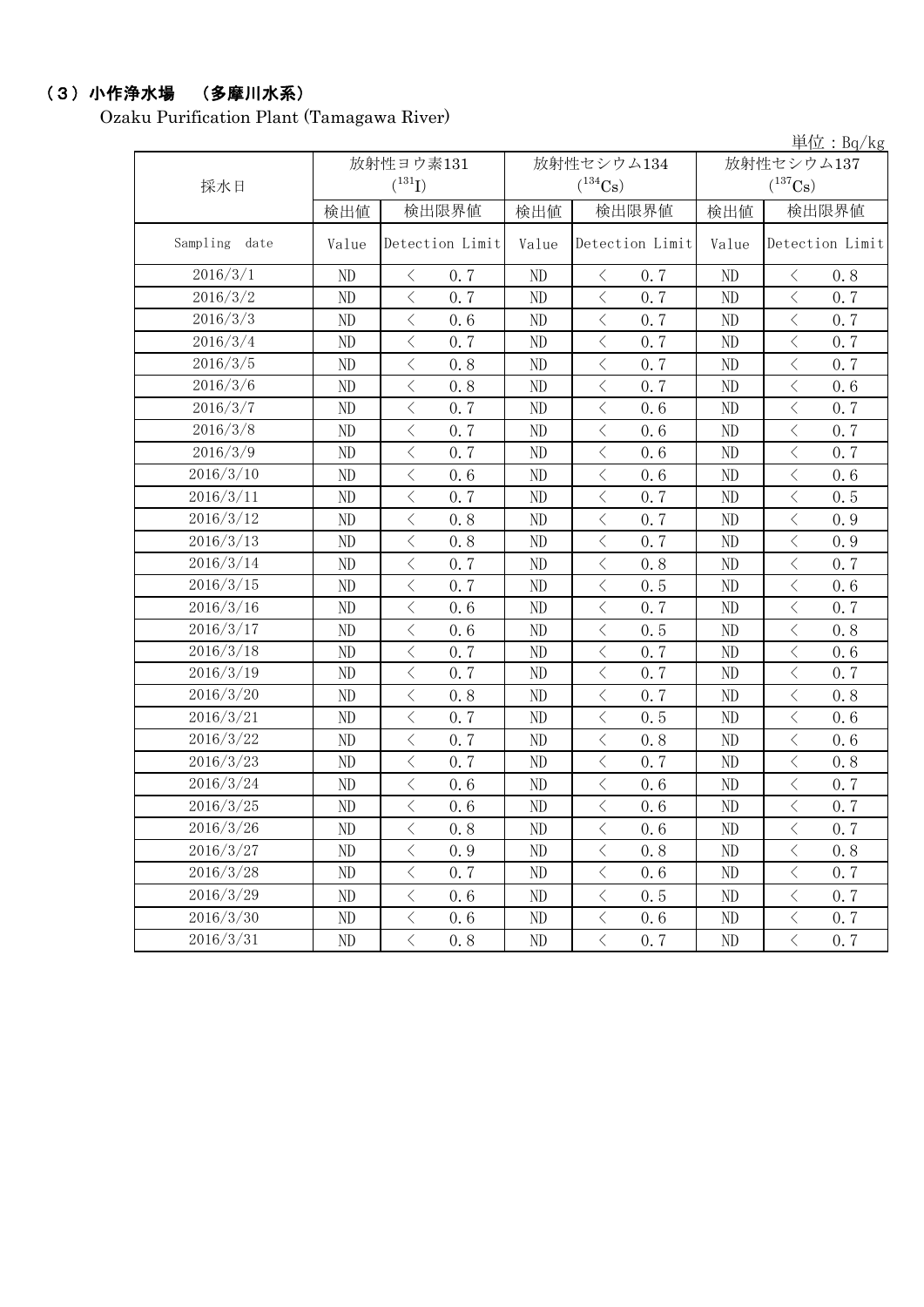## （3）小作浄水場　（多摩川水系）

Ozaku Purification Plant (Tamagawa River)

単位：Bq/kg

| 採水日 | 放射性ヨウ素131 ($^{131}I$) | | 放射性セシウム134 ($^{134}Cs$) | | 放射性セシウム137 ($^{137}Cs$) | |
|---|---|---|---|---|---|---|
| | 検出値 | 検出限界値 | 検出値 | 検出限界値 | 検出値 | 検出限界値 |
| Sampling date | Value | Detection Limit | Value | Detection Limit | Value | Detection Limit |
| 2016/3/1 | ND | ＜ 0.7 | ND | ＜ 0.7 | ND | ＜ 0.8 |
| 2016/3/2 | ND | ＜ 0.7 | ND | ＜ 0.7 | ND | ＜ 0.7 |
| 2016/3/3 | ND | ＜ 0.6 | ND | ＜ 0.7 | ND | ＜ 0.7 |
| 2016/3/4 | ND | ＜ 0.7 | ND | ＜ 0.7 | ND | ＜ 0.7 |
| 2016/3/5 | ND | ＜ 0.8 | ND | ＜ 0.7 | ND | ＜ 0.7 |
| 2016/3/6 | ND | ＜ 0.8 | ND | ＜ 0.7 | ND | ＜ 0.6 |
| 2016/3/7 | ND | ＜ 0.7 | ND | ＜ 0.6 | ND | ＜ 0.7 |
| 2016/3/8 | ND | ＜ 0.7 | ND | ＜ 0.6 | ND | ＜ 0.7 |
| 2016/3/9 | ND | ＜ 0.7 | ND | ＜ 0.6 | ND | ＜ 0.7 |
| 2016/3/10 | ND | ＜ 0.6 | ND | ＜ 0.6 | ND | ＜ 0.6 |
| 2016/3/11 | ND | ＜ 0.7 | ND | ＜ 0.7 | ND | ＜ 0.5 |
| 2016/3/12 | ND | ＜ 0.8 | ND | ＜ 0.7 | ND | ＜ 0.9 |
| 2016/3/13 | ND | ＜ 0.8 | ND | ＜ 0.7 | ND | ＜ 0.9 |
| 2016/3/14 | ND | ＜ 0.7 | ND | ＜ 0.8 | ND | ＜ 0.7 |
| 2016/3/15 | ND | ＜ 0.7 | ND | ＜ 0.5 | ND | ＜ 0.6 |
| 2016/3/16 | ND | ＜ 0.6 | ND | ＜ 0.7 | ND | ＜ 0.7 |
| 2016/3/17 | ND | ＜ 0.6 | ND | ＜ 0.5 | ND | ＜ 0.8 |
| 2016/3/18 | ND | ＜ 0.7 | ND | ＜ 0.7 | ND | ＜ 0.6 |
| 2016/3/19 | ND | ＜ 0.7 | ND | ＜ 0.7 | ND | ＜ 0.7 |
| 2016/3/20 | ND | ＜ 0.8 | ND | ＜ 0.7 | ND | ＜ 0.8 |
| 2016/3/21 | ND | ＜ 0.7 | ND | ＜ 0.5 | ND | ＜ 0.6 |
| 2016/3/22 | ND | ＜ 0.7 | ND | ＜ 0.8 | ND | ＜ 0.6 |
| 2016/3/23 | ND | ＜ 0.7 | ND | ＜ 0.7 | ND | ＜ 0.8 |
| 2016/3/24 | ND | ＜ 0.6 | ND | ＜ 0.6 | ND | ＜ 0.7 |
| 2016/3/25 | ND | ＜ 0.6 | ND | ＜ 0.6 | ND | ＜ 0.7 |
| 2016/3/26 | ND | ＜ 0.8 | ND | ＜ 0.6 | ND | ＜ 0.7 |
| 2016/3/27 | ND | ＜ 0.9 | ND | ＜ 0.8 | ND | ＜ 0.8 |
| 2016/3/28 | ND | ＜ 0.7 | ND | ＜ 0.6 | ND | ＜ 0.7 |
| 2016/3/29 | ND | ＜ 0.6 | ND | ＜ 0.5 | ND | ＜ 0.7 |
| 2016/3/30 | ND | ＜ 0.6 | ND | ＜ 0.6 | ND | ＜ 0.7 |
| 2016/3/31 | ND | ＜ 0.8 | ND | ＜ 0.7 | ND | ＜ 0.7 |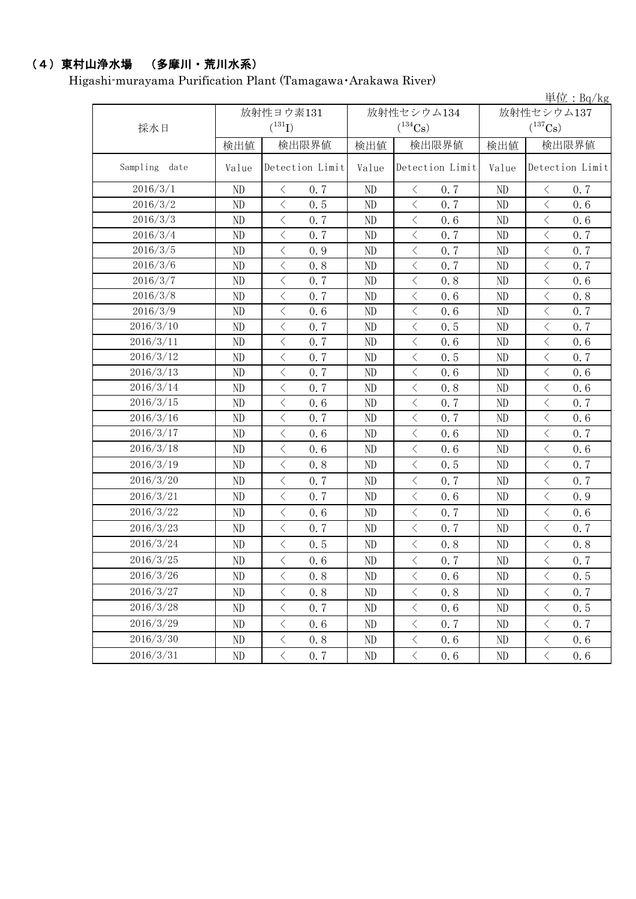### （4）東村山浄水場　（多摩川・荒川水系）

Higashi-murayama Purification Plant (Tamagawa・Arakawa River)

単位：Bq/kg

| 採水日 | 放射性ヨウ素131 ($^{131}I$) | | 放射性セシウム134 ($^{134}Cs$) | | 放射性セシウム137 ($^{137}Cs$) | |
|---|---|---|---|---|---|---|
| | 検出値 | 検出限界値 | 検出値 | 検出限界値 | 検出値 | 検出限界値 |
| Sampling date | Value | Detection Limit | Value | Detection Limit | Value | Detection Limit |
| 2016/3/1 | ND | ＜ 0.7 | ND | ＜ 0.7 | ND | ＜ 0.7 |
| 2016/3/2 | ND | ＜ 0.5 | ND | ＜ 0.7 | ND | ＜ 0.6 |
| 2016/3/3 | ND | ＜ 0.7 | ND | ＜ 0.6 | ND | ＜ 0.6 |
| 2016/3/4 | ND | ＜ 0.7 | ND | ＜ 0.7 | ND | ＜ 0.7 |
| 2016/3/5 | ND | ＜ 0.9 | ND | ＜ 0.7 | ND | ＜ 0.7 |
| 2016/3/6 | ND | ＜ 0.8 | ND | ＜ 0.7 | ND | ＜ 0.7 |
| 2016/3/7 | ND | ＜ 0.7 | ND | ＜ 0.8 | ND | ＜ 0.6 |
| 2016/3/8 | ND | ＜ 0.7 | ND | ＜ 0.6 | ND | ＜ 0.8 |
| 2016/3/9 | ND | ＜ 0.6 | ND | ＜ 0.6 | ND | ＜ 0.7 |
| 2016/3/10 | ND | ＜ 0.7 | ND | ＜ 0.5 | ND | ＜ 0.7 |
| 2016/3/11 | ND | ＜ 0.7 | ND | ＜ 0.6 | ND | ＜ 0.6 |
| 2016/3/12 | ND | ＜ 0.7 | ND | ＜ 0.5 | ND | ＜ 0.7 |
| 2016/3/13 | ND | ＜ 0.7 | ND | ＜ 0.6 | ND | ＜ 0.6 |
| 2016/3/14 | ND | ＜ 0.7 | ND | ＜ 0.8 | ND | ＜ 0.6 |
| 2016/3/15 | ND | ＜ 0.6 | ND | ＜ 0.7 | ND | ＜ 0.7 |
| 2016/3/16 | ND | ＜ 0.7 | ND | ＜ 0.7 | ND | ＜ 0.6 |
| 2016/3/17 | ND | ＜ 0.6 | ND | ＜ 0.6 | ND | ＜ 0.7 |
| 2016/3/18 | ND | ＜ 0.6 | ND | ＜ 0.6 | ND | ＜ 0.6 |
| 2016/3/19 | ND | ＜ 0.8 | ND | ＜ 0.5 | ND | ＜ 0.7 |
| 2016/3/20 | ND | ＜ 0.7 | ND | ＜ 0.7 | ND | ＜ 0.7 |
| 2016/3/21 | ND | ＜ 0.7 | ND | ＜ 0.6 | ND | ＜ 0.9 |
| 2016/3/22 | ND | ＜ 0.6 | ND | ＜ 0.7 | ND | ＜ 0.6 |
| 2016/3/23 | ND | ＜ 0.7 | ND | ＜ 0.7 | ND | ＜ 0.7 |
| 2016/3/24 | ND | ＜ 0.5 | ND | ＜ 0.8 | ND | ＜ 0.8 |
| 2016/3/25 | ND | ＜ 0.6 | ND | ＜ 0.7 | ND | ＜ 0.7 |
| 2016/3/26 | ND | ＜ 0.8 | ND | ＜ 0.6 | ND | ＜ 0.5 |
| 2016/3/27 | ND | ＜ 0.8 | ND | ＜ 0.8 | ND | ＜ 0.7 |
| 2016/3/28 | ND | ＜ 0.7 | ND | ＜ 0.6 | ND | ＜ 0.5 |
| 2016/3/29 | ND | ＜ 0.6 | ND | ＜ 0.7 | ND | ＜ 0.7 |
| 2016/3/30 | ND | ＜ 0.8 | ND | ＜ 0.6 | ND | ＜ 0.6 |
| 2016/3/31 | ND | ＜ 0.7 | ND | ＜ 0.6 | ND | ＜ 0.6 |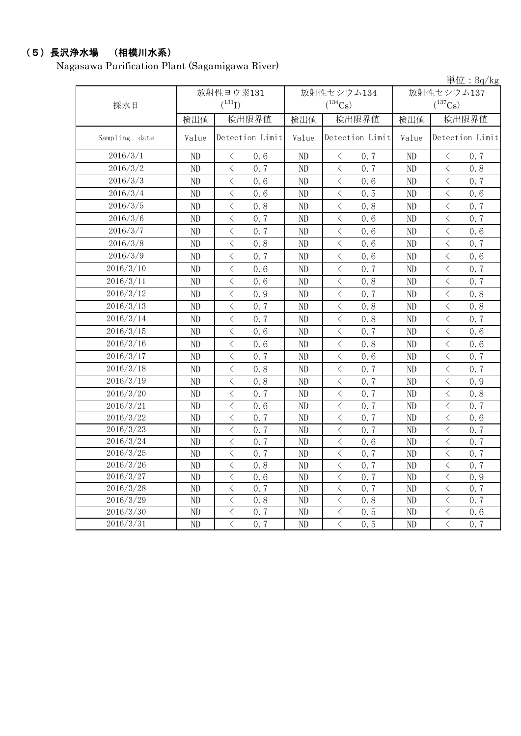## （5）長沢浄水場　（相模川水系）

Nagasawa Purification Plant (Sagamigawa River)

単位：Bq/kg

| 採水日 | 放射性ヨウ素131 ($^{131}I$) | | 放射性セシウム134 ($^{134}Cs$) | | 放射性セシウム137 ($^{137}Cs$) | |
|---|---|---|---|---|---|---|
| | 検出値 | 検出限界値 | 検出値 | 検出限界値 | 検出値 | 検出限界値 |
| Sampling date | Value | Detection Limit | Value | Detection Limit | Value | Detection Limit |
| 2016/3/1 | ND | ＜ 0.6 | ND | ＜ 0.7 | ND | ＜ 0.7 |
| 2016/3/2 | ND | ＜ 0.7 | ND | ＜ 0.7 | ND | ＜ 0.8 |
| 2016/3/3 | ND | ＜ 0.6 | ND | ＜ 0.6 | ND | ＜ 0.7 |
| 2016/3/4 | ND | ＜ 0.6 | ND | ＜ 0.5 | ND | ＜ 0.6 |
| 2016/3/5 | ND | ＜ 0.8 | ND | ＜ 0.8 | ND | ＜ 0.7 |
| 2016/3/6 | ND | ＜ 0.7 | ND | ＜ 0.6 | ND | ＜ 0.7 |
| 2016/3/7 | ND | ＜ 0.7 | ND | ＜ 0.6 | ND | ＜ 0.6 |
| 2016/3/8 | ND | ＜ 0.8 | ND | ＜ 0.6 | ND | ＜ 0.7 |
| 2016/3/9 | ND | ＜ 0.7 | ND | ＜ 0.6 | ND | ＜ 0.6 |
| 2016/3/10 | ND | ＜ 0.6 | ND | ＜ 0.7 | ND | ＜ 0.7 |
| 2016/3/11 | ND | ＜ 0.6 | ND | ＜ 0.8 | ND | ＜ 0.7 |
| 2016/3/12 | ND | ＜ 0.9 | ND | ＜ 0.7 | ND | ＜ 0.8 |
| 2016/3/13 | ND | ＜ 0.7 | ND | ＜ 0.8 | ND | ＜ 0.8 |
| 2016/3/14 | ND | ＜ 0.7 | ND | ＜ 0.8 | ND | ＜ 0.7 |
| 2016/3/15 | ND | ＜ 0.6 | ND | ＜ 0.7 | ND | ＜ 0.6 |
| 2016/3/16 | ND | ＜ 0.6 | ND | ＜ 0.8 | ND | ＜ 0.6 |
| 2016/3/17 | ND | ＜ 0.7 | ND | ＜ 0.6 | ND | ＜ 0.7 |
| 2016/3/18 | ND | ＜ 0.8 | ND | ＜ 0.7 | ND | ＜ 0.7 |
| 2016/3/19 | ND | ＜ 0.8 | ND | ＜ 0.7 | ND | ＜ 0.9 |
| 2016/3/20 | ND | ＜ 0.7 | ND | ＜ 0.7 | ND | ＜ 0.8 |
| 2016/3/21 | ND | ＜ 0.6 | ND | ＜ 0.7 | ND | ＜ 0.7 |
| 2016/3/22 | ND | ＜ 0.7 | ND | ＜ 0.7 | ND | ＜ 0.6 |
| 2016/3/23 | ND | ＜ 0.7 | ND | ＜ 0.7 | ND | ＜ 0.7 |
| 2016/3/24 | ND | ＜ 0.7 | ND | ＜ 0.6 | ND | ＜ 0.7 |
| 2016/3/25 | ND | ＜ 0.7 | ND | ＜ 0.7 | ND | ＜ 0.7 |
| 2016/3/26 | ND | ＜ 0.8 | ND | ＜ 0.7 | ND | ＜ 0.7 |
| 2016/3/27 | ND | ＜ 0.6 | ND | ＜ 0.7 | ND | ＜ 0.9 |
| 2016/3/28 | ND | ＜ 0.7 | ND | ＜ 0.7 | ND | ＜ 0.7 |
| 2016/3/29 | ND | ＜ 0.8 | ND | ＜ 0.8 | ND | ＜ 0.7 |
| 2016/3/30 | ND | ＜ 0.7 | ND | ＜ 0.5 | ND | ＜ 0.6 |
| 2016/3/31 | ND | ＜ 0.7 | ND | ＜ 0.5 | ND | ＜ 0.7 |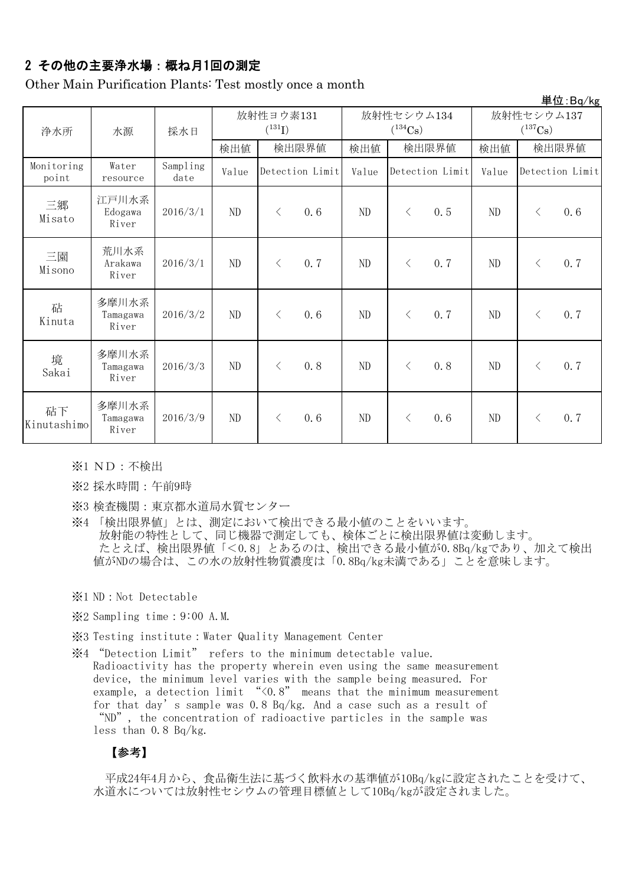## 2 その他の主要浄水場：概ね月1回の測定

Other Main Purification Plants: Test mostly once a month

単位:Bq/kg

| 浄水所 | 水源 | 採水日 | 放射性ヨウ素131 ($^{131}I$) | | 放射性セシウム134 ($^{134}Cs$) | | 放射性セシウム137 ($^{137}Cs$) | |
|---|---|---|---|---|---|---|---|---|
| | | | 検出値 | 検出限界値 | 検出値 | 検出限界値 | 検出値 | 検出限界値 |
| Monitoring point | Water resource | Sampling date | Value | Detection Limit | Value | Detection Limit | Value | Detection Limit |
| 三郷 Misato | 江戸川水系 Edogawa River | 2016/3/1 | ND | < 0.6 | ND | < 0.5 | ND | < 0.6 |
| 三園 Misono | 荒川水系 Arakawa River | 2016/3/1 | ND | < 0.7 | ND | < 0.7 | ND | < 0.7 |
| 砧 Kinuta | 多摩川水系 Tamagawa River | 2016/3/2 | ND | < 0.6 | ND | < 0.7 | ND | < 0.7 |
| 境 Sakai | 多摩川水系 Tamagawa River | 2016/3/3 | ND | < 0.8 | ND | < 0.8 | ND | < 0.7 |
| 砧下 Kinutashimo | 多摩川水系 Tamagawa River | 2016/3/9 | ND | < 0.6 | ND | < 0.6 | ND | < 0.7 |

※1 ＮＤ：不検出

※2 採水時間：午前9時

※3 検査機関：東京都水道局水質センター

※4 「検出限界値」とは、測定において検出できる最小値のことをいいます。
放射能の特性として、同じ機器で測定しても、検体ごとに検出限界値は変動します。
たとえば、検出限界値「<0.8」とあるのは、検出できる最小値が0.8Bq/kgであり、加えて検出値がNDの場合は、この水の放射性物質濃度は「0.8Bq/kg未満である」ことを意味します。

※1 ND : Not Detectable

※2 Sampling time : 9:00 A.M.

※3 Testing institute : Water Quality Management Center

※4 "Detection Limit" refers to the minimum detectable value.
Radioactivity has the property wherein even using the same measurement device, the minimum level varies with the sample being measured. For example, a detection limit "<0.8" means that the minimum measurement for that day's sample was 0.8 Bq/kg. And a case such as a result of "ND", the concentration of radioactive particles in the sample was less than 0.8 Bq/kg.

【参考】

平成24年4月から、食品衛生法に基づく飲料水の基準値が10Bq/kgに設定されたことを受けて、水道水については放射性セシウムの管理目標値として10Bq/kgが設定されました。